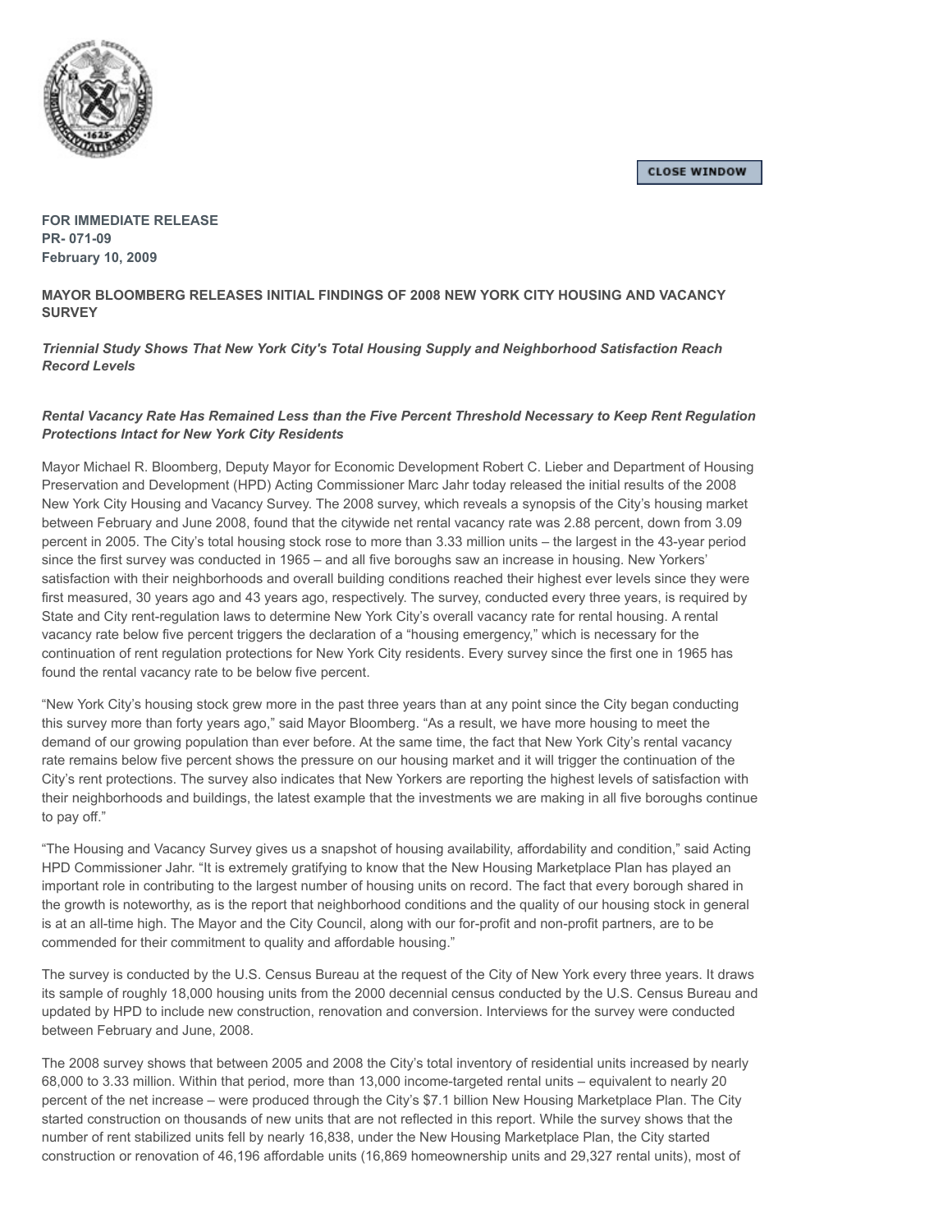**FOR IMMEDIATE RELEASE**
**PR- 071-09**
**February 10, 2009**

# MAYOR BLOOMBERG RELEASES INITIAL FINDINGS OF 2008 NEW YORK CITY HOUSING AND VACANCY SURVEY

***Triennial Study Shows That New York City's Total Housing Supply and Neighborhood Satisfaction Reach Record Levels***

***Rental Vacancy Rate Has Remained Less than the Five Percent Threshold Necessary to Keep Rent Regulation Protections Intact for New York City Residents***

Mayor Michael R. Bloomberg, Deputy Mayor for Economic Development Robert C. Lieber and Department of Housing Preservation and Development (HPD) Acting Commissioner Marc Jahr today released the initial results of the 2008 New York City Housing and Vacancy Survey. The 2008 survey, which reveals a synopsis of the City's housing market between February and June 2008, found that the citywide net rental vacancy rate was 2.88 percent, down from 3.09 percent in 2005. The City's total housing stock rose to more than 3.33 million units – the largest in the 43-year period since the first survey was conducted in 1965 – and all five boroughs saw an increase in housing. New Yorkers' satisfaction with their neighborhoods and overall building conditions reached their highest ever levels since they were first measured, 30 years ago and 43 years ago, respectively. The survey, conducted every three years, is required by State and City rent-regulation laws to determine New York City's overall vacancy rate for rental housing. A rental vacancy rate below five percent triggers the declaration of a "housing emergency," which is necessary for the continuation of rent regulation protections for New York City residents. Every survey since the first one in 1965 has found the rental vacancy rate to be below five percent.

"New York City's housing stock grew more in the past three years than at any point since the City began conducting this survey more than forty years ago," said Mayor Bloomberg. "As a result, we have more housing to meet the demand of our growing population than ever before. At the same time, the fact that New York City's rental vacancy rate remains below five percent shows the pressure on our housing market and it will trigger the continuation of the City's rent protections. The survey also indicates that New Yorkers are reporting the highest levels of satisfaction with their neighborhoods and buildings, the latest example that the investments we are making in all five boroughs continue to pay off."

"The Housing and Vacancy Survey gives us a snapshot of housing availability, affordability and condition," said Acting HPD Commissioner Jahr. "It is extremely gratifying to know that the New Housing Marketplace Plan has played an important role in contributing to the largest number of housing units on record. The fact that every borough shared in the growth is noteworthy, as is the report that neighborhood conditions and the quality of our housing stock in general is at an all-time high. The Mayor and the City Council, along with our for-profit and non-profit partners, are to be commended for their commitment to quality and affordable housing."

The survey is conducted by the U.S. Census Bureau at the request of the City of New York every three years. It draws its sample of roughly 18,000 housing units from the 2000 decennial census conducted by the U.S. Census Bureau and updated by HPD to include new construction, renovation and conversion. Interviews for the survey were conducted between February and June, 2008.

The 2008 survey shows that between 2005 and 2008 the City's total inventory of residential units increased by nearly 68,000 to 3.33 million. Within that period, more than 13,000 income-targeted rental units – equivalent to nearly 20 percent of the net increase – were produced through the City's $7.1 billion New Housing Marketplace Plan. The City started construction on thousands of new units that are not reflected in this report. While the survey shows that the number of rent stabilized units fell by nearly 16,838, under the New Housing Marketplace Plan, the City started construction or renovation of 46,196 affordable units (16,869 homeownership units and 29,327 rental units), most of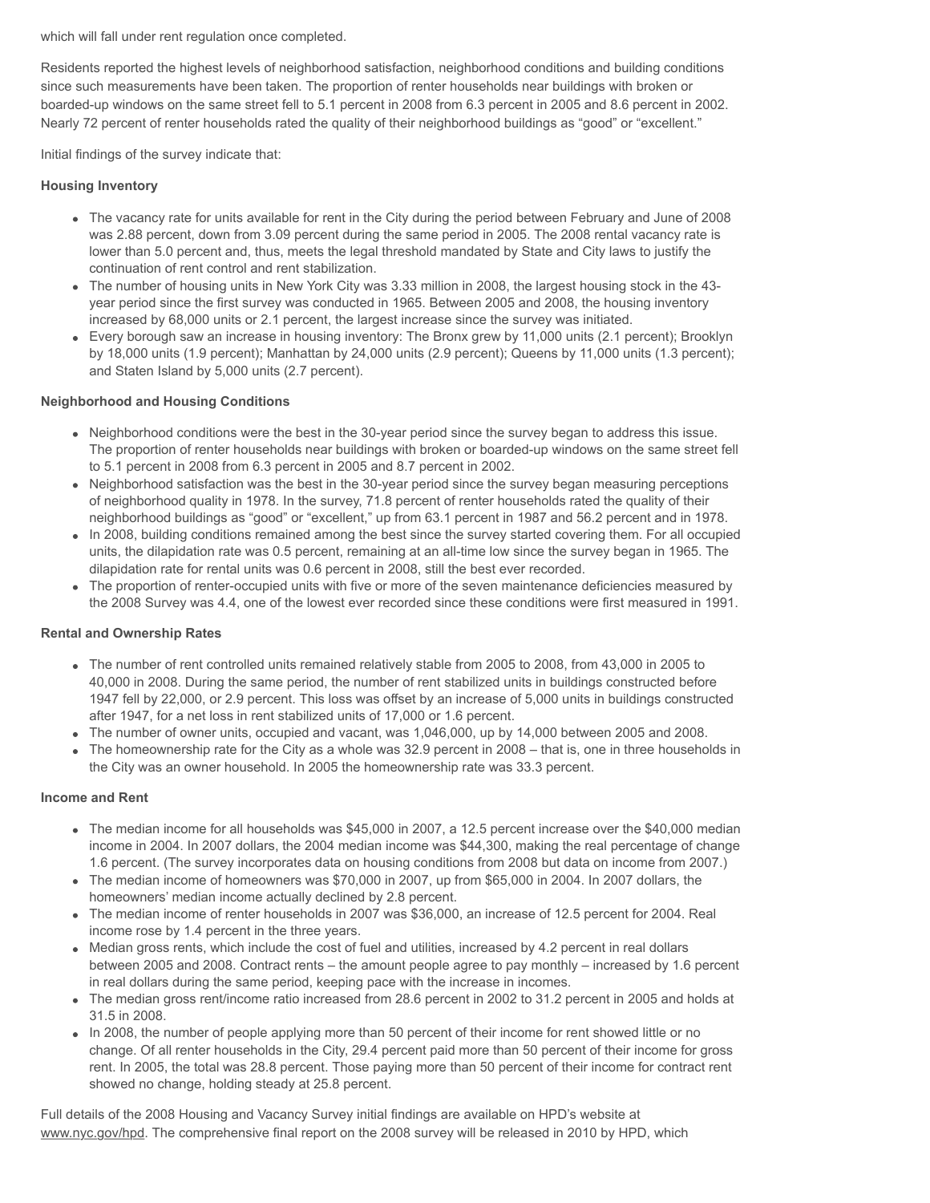which will fall under rent regulation once completed.

Residents reported the highest levels of neighborhood satisfaction, neighborhood conditions and building conditions since such measurements have been taken. The proportion of renter households near buildings with broken or boarded-up windows on the same street fell to 5.1 percent in 2008 from 6.3 percent in 2005 and 8.6 percent in 2002. Nearly 72 percent of renter households rated the quality of their neighborhood buildings as "good" or "excellent."

Initial findings of the survey indicate that:

**Housing Inventory**

- The vacancy rate for units available for rent in the City during the period between February and June of 2008 was 2.88 percent, down from 3.09 percent during the same period in 2005. The 2008 rental vacancy rate is lower than 5.0 percent and, thus, meets the legal threshold mandated by State and City laws to justify the continuation of rent control and rent stabilization.
- The number of housing units in New York City was 3.33 million in 2008, the largest housing stock in the 43-year period since the first survey was conducted in 1965. Between 2005 and 2008, the housing inventory increased by 68,000 units or 2.1 percent, the largest increase since the survey was initiated.
- Every borough saw an increase in housing inventory: The Bronx grew by 11,000 units (2.1 percent); Brooklyn by 18,000 units (1.9 percent); Manhattan by 24,000 units (2.9 percent); Queens by 11,000 units (1.3 percent); and Staten Island by 5,000 units (2.7 percent).

**Neighborhood and Housing Conditions**

- Neighborhood conditions were the best in the 30-year period since the survey began to address this issue. The proportion of renter households near buildings with broken or boarded-up windows on the same street fell to 5.1 percent in 2008 from 6.3 percent in 2005 and 8.7 percent in 2002.
- Neighborhood satisfaction was the best in the 30-year period since the survey began measuring perceptions of neighborhood quality in 1978. In the survey, 71.8 percent of renter households rated the quality of their neighborhood buildings as "good" or "excellent," up from 63.1 percent in 1987 and 56.2 percent and in 1978.
- In 2008, building conditions remained among the best since the survey started covering them. For all occupied units, the dilapidation rate was 0.5 percent, remaining at an all-time low since the survey began in 1965. The dilapidation rate for rental units was 0.6 percent in 2008, still the best ever recorded.
- The proportion of renter-occupied units with five or more of the seven maintenance deficiencies measured by the 2008 Survey was 4.4, one of the lowest ever recorded since these conditions were first measured in 1991.

**Rental and Ownership Rates**

- The number of rent controlled units remained relatively stable from 2005 to 2008, from 43,000 in 2005 to 40,000 in 2008. During the same period, the number of rent stabilized units in buildings constructed before 1947 fell by 22,000, or 2.9 percent. This loss was offset by an increase of 5,000 units in buildings constructed after 1947, for a net loss in rent stabilized units of 17,000 or 1.6 percent.
- The number of owner units, occupied and vacant, was 1,046,000, up by 14,000 between 2005 and 2008.
- The homeownership rate for the City as a whole was 32.9 percent in 2008 – that is, one in three households in the City was an owner household. In 2005 the homeownership rate was 33.3 percent.

**Income and Rent**

- The median income for all households was $45,000 in 2007, a 12.5 percent increase over the $40,000 median income in 2004. In 2007 dollars, the 2004 median income was $44,300, making the real percentage of change 1.6 percent. (The survey incorporates data on housing conditions from 2008 but data on income from 2007.)
- The median income of homeowners was $70,000 in 2007, up from $65,000 in 2004. In 2007 dollars, the homeowners' median income actually declined by 2.8 percent.
- The median income of renter households in 2007 was $36,000, an increase of 12.5 percent for 2004. Real income rose by 1.4 percent in the three years.
- Median gross rents, which include the cost of fuel and utilities, increased by 4.2 percent in real dollars between 2005 and 2008. Contract rents – the amount people agree to pay monthly – increased by 1.6 percent in real dollars during the same period, keeping pace with the increase in incomes.
- The median gross rent/income ratio increased from 28.6 percent in 2002 to 31.2 percent in 2005 and holds at 31.5 in 2008.
- In 2008, the number of people applying more than 50 percent of their income for rent showed little or no change. Of all renter households in the City, 29.4 percent paid more than 50 percent of their income for gross rent. In 2005, the total was 28.8 percent. Those paying more than 50 percent of their income for contract rent showed no change, holding steady at 25.8 percent.

Full details of the 2008 Housing and Vacancy Survey initial findings are available on HPD's website at www.nyc.gov/hpd. The comprehensive final report on the 2008 survey will be released in 2010 by HPD, which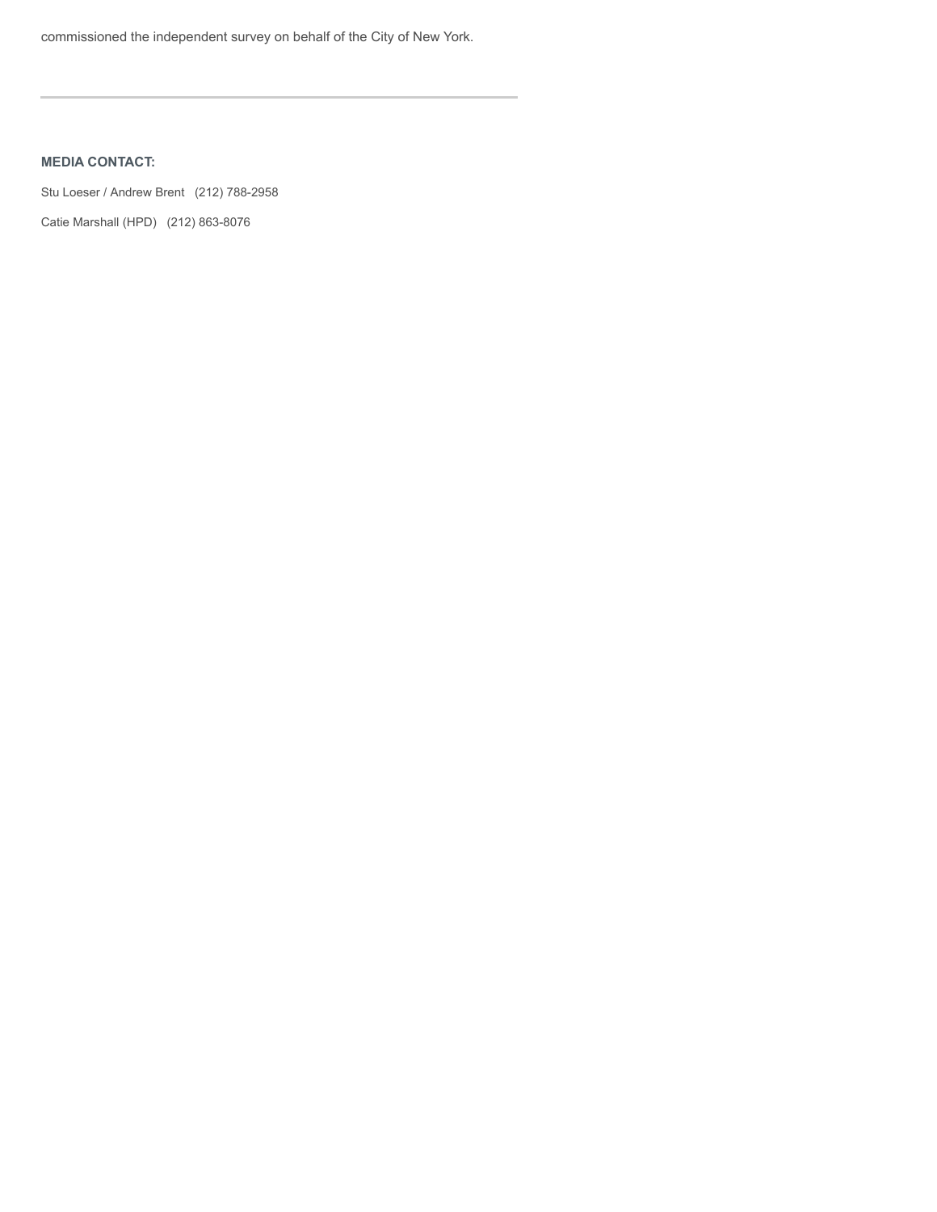commissioned the independent survey on behalf of the City of New York.

---

**MEDIA CONTACT:**

Stu Loeser / Andrew Brent   (212) 788-2958

Catie Marshall (HPD)   (212) 863-8076